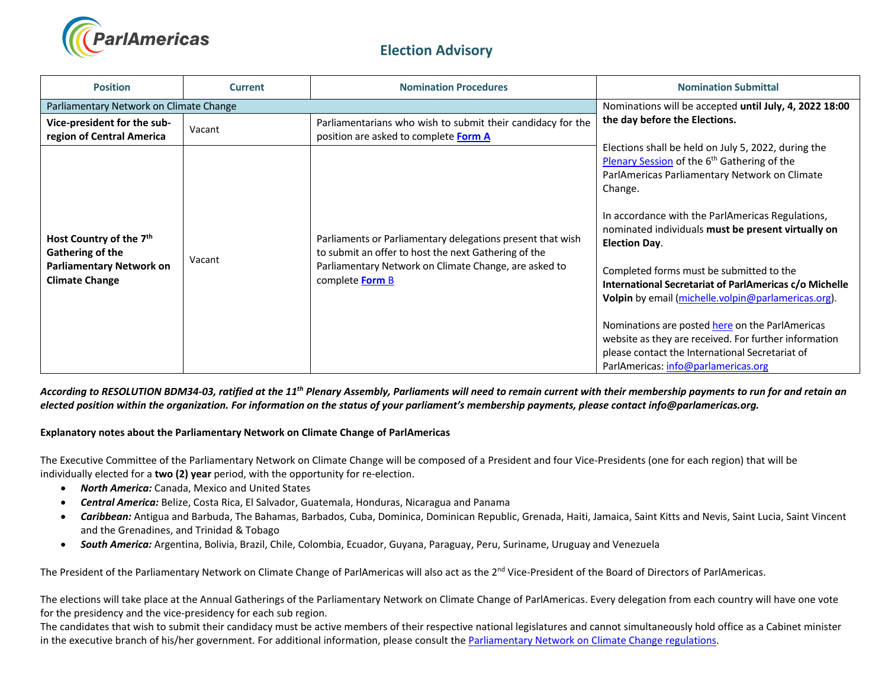# Election Advisory

| Position | Current | Nomination Procedures | Nomination Submittal |
|---|---|---|---|
| Parliamentary Network on Climate Change | | | Nominations will be accepted **until July, 4, 2022 18:00 the day before the Elections.** Elections shall be held on July 5, 2022, during the Plenary Session of the 6th Gathering of the ParlAmericas Parliamentary Network on Climate Change. In accordance with the ParlAmericas Regulations, nominated individuals **must be present virtually on Election Day**. Completed forms must be submitted to the **International Secretariat of ParlAmericas c/o Michelle Volpin** by email (michelle.volpin@parlamericas.org). Nominations are posted here on the ParlAmericas website as they are received. For further information please contact the International Secretariat of ParlAmericas: info@parlamericas.org |
| **Vice-president for the sub-region of Central America** | Vacant | Parliamentarians who wish to submit their candidacy for the position are asked to complete **Form A** | |
| **Host Country of the 7th Gathering of the Parliamentary Network on Climate Change** | Vacant | Parliaments or Parliamentary delegations present that wish to submit an offer to host the next Gathering of the Parliamentary Network on Climate Change, are asked to complete **Form B** | |

***According to RESOLUTION BDM34-03, ratified at the 11th Plenary Assembly, Parliaments will need to remain current with their membership payments to run for and retain an elected position within the organization. For information on the status of your parliament's membership payments, please contact info@parlamericas.org.***

**Explanatory notes about the Parliamentary Network on Climate Change of ParlAmericas**

The Executive Committee of the Parliamentary Network on Climate Change will be composed of a President and four Vice-Presidents (one for each region) that will be individually elected for a **two (2) year** period, with the opportunity for re-election.

- ***North America:*** Canada, Mexico and United States
- ***Central America:*** Belize, Costa Rica, El Salvador, Guatemala, Honduras, Nicaragua and Panama
- ***Caribbean:*** Antigua and Barbuda, The Bahamas, Barbados, Cuba, Dominica, Dominican Republic, Grenada, Haiti, Jamaica, Saint Kitts and Nevis, Saint Lucia, Saint Vincent and the Grenadines, and Trinidad & Tobago
- ***South America:*** Argentina, Bolivia, Brazil, Chile, Colombia, Ecuador, Guyana, Paraguay, Peru, Suriname, Uruguay and Venezuela

The President of the Parliamentary Network on Climate Change of ParlAmericas will also act as the 2nd Vice-President of the Board of Directors of ParlAmericas.

The elections will take place at the Annual Gatherings of the Parliamentary Network on Climate Change of ParlAmericas. Every delegation from each country will have one vote for the presidency and the vice-presidency for each sub region.

The candidates that wish to submit their candidacy must be active members of their respective national legislatures and cannot simultaneously hold office as a Cabinet minister in the executive branch of his/her government. For additional information, please consult the Parliamentary Network on Climate Change regulations.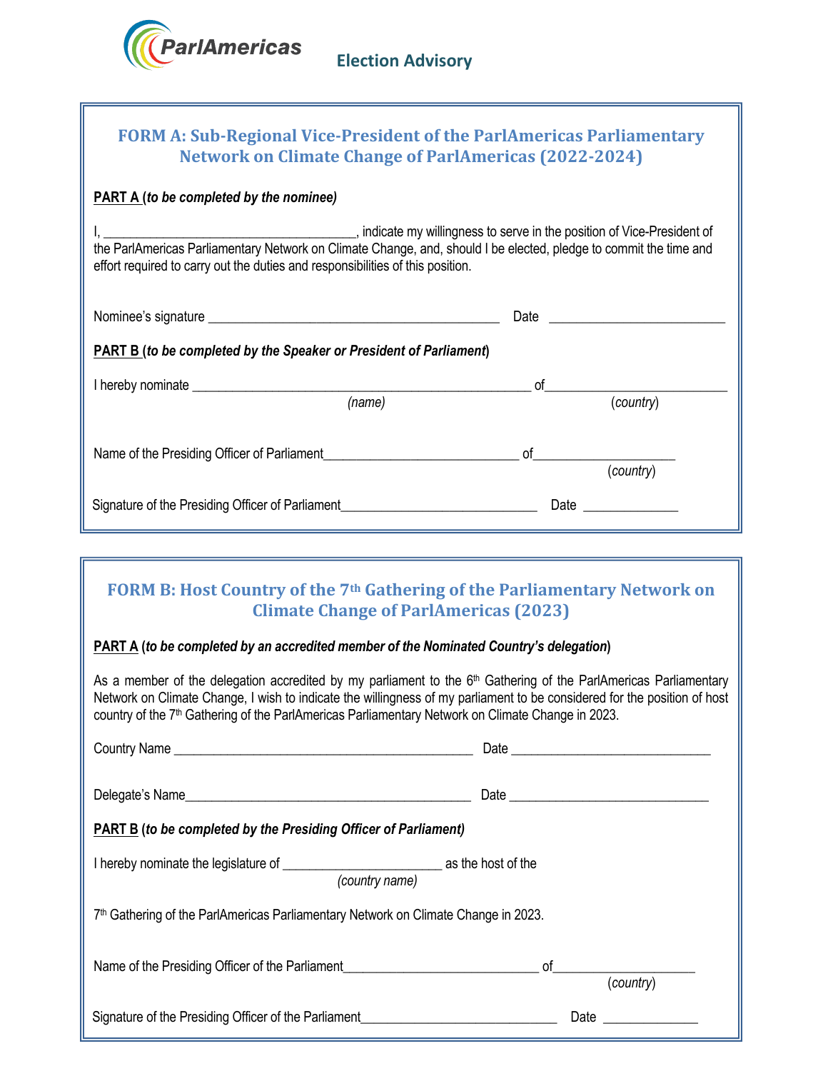ParlAmericas **Election Advisory**

### FORM A: Sub-Regional Vice-President of the ParlAmericas Parliamentary Network on Climate Change of ParlAmericas (2022-2024)

**PART A** (***to be completed by the nominee)***

I, ____________________________________, indicate my willingness to serve in the position of Vice-President of the ParlAmericas Parliamentary Network on Climate Change, and, should I be elected, pledge to commit the time and effort required to carry out the duties and responsibilities of this position.

Nominee's signature __________________________________________ Date _________________________

**PART B** (***to be completed by the Speaker or President of Parliament***)

I hereby nominate ___________________________________________________ of__________________________
*(name)* (*country*)

Name of the Presiding Officer of Parliament____________________________ of____________________
(*country*)

Signature of the Presiding Officer of Parliament____________________________ Date ______________

### FORM B: Host Country of the 7th Gathering of the Parliamentary Network on Climate Change of ParlAmericas (2023)

**PART A** (***to be completed by an accredited member of the Nominated Country's delegation***)

As a member of the delegation accredited by my parliament to the 6th Gathering of the ParlAmericas Parliamentary Network on Climate Change, I wish to indicate the willingness of my parliament to be considered for the position of host country of the 7th Gathering of the ParlAmericas Parliamentary Network on Climate Change in 2023.

Country Name ____________________________________________ Date _____________________________

Delegate's Name___________________________________________ Date _____________________________

**PART B** (***to be completed by the Presiding Officer of Parliament)***

I hereby nominate the legislature of _______________________ as the host of the
*(country name)*

7th Gathering of the ParlAmericas Parliamentary Network on Climate Change in 2023.

Name of the Presiding Officer of the Parliament____________________________ of____________________
(*country*)

Signature of the Presiding Officer of the Parliament____________________________ Date ______________